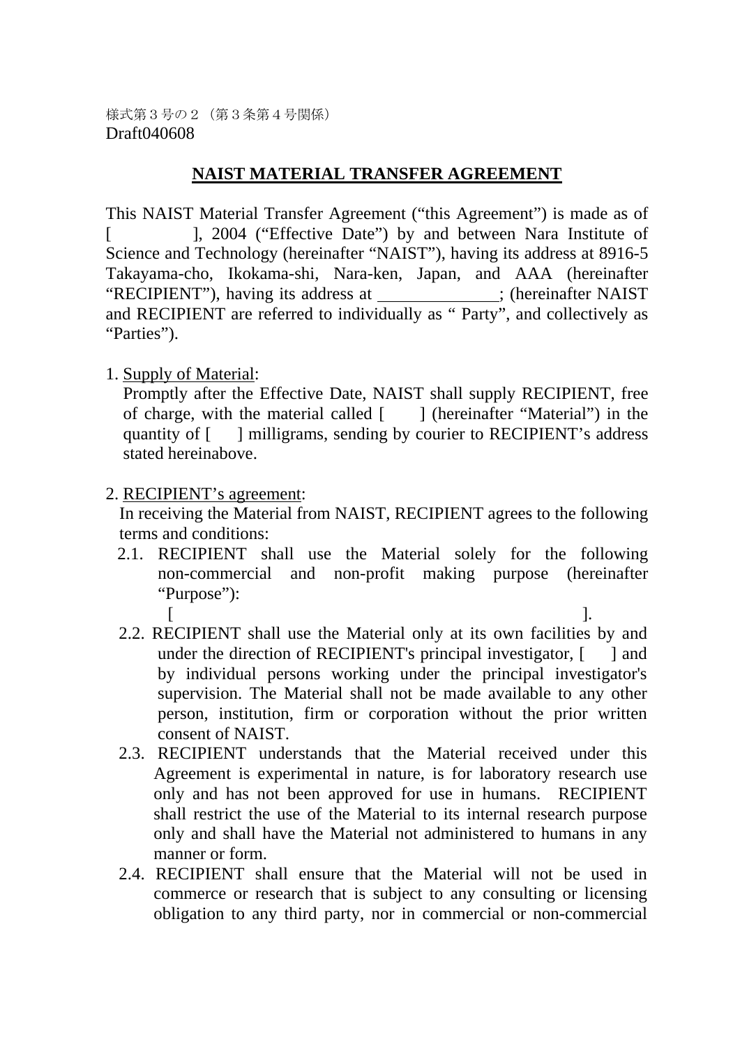様式第３号の２（第３条第４号関係）
Draft040608

# NAIST MATERIAL TRANSFER AGREEMENT

This NAIST Material Transfer Agreement ("this Agreement") is made as of [ ], 2004 ("Effective Date") by and between Nara Institute of Science and Technology (hereinafter "NAIST"), having its address at 8916-5 Takayama-cho, Ikokama-shi, Nara-ken, Japan, and AAA (hereinafter "RECIPIENT"), having its address at ______________; (hereinafter NAIST and RECIPIENT are referred to individually as " Party", and collectively as "Parties").

1. Supply of Material:
   Promptly after the Effective Date, NAIST shall supply RECIPIENT, free of charge, with the material called [ ] (hereinafter "Material") in the quantity of [ ] milligrams, sending by courier to RECIPIENT's address stated hereinabove.

2. RECIPIENT's agreement:
   In receiving the Material from NAIST, RECIPIENT agrees to the following terms and conditions:
   - 2.1. RECIPIENT shall use the Material solely for the following non-commercial and non-profit making purpose (hereinafter "Purpose"):
     [ ].
   - 2.2. RECIPIENT shall use the Material only at its own facilities by and under the direction of RECIPIENT's principal investigator, [ ] and by individual persons working under the principal investigator's supervision. The Material shall not be made available to any other person, institution, firm or corporation without the prior written consent of NAIST.
   - 2.3. RECIPIENT understands that the Material received under this Agreement is experimental in nature, is for laboratory research use only and has not been approved for use in humans. RECIPIENT shall restrict the use of the Material to its internal research purpose only and shall have the Material not administered to humans in any manner or form.
   - 2.4. RECIPIENT shall ensure that the Material will not be used in commerce or research that is subject to any consulting or licensing obligation to any third party, nor in commercial or non-commercial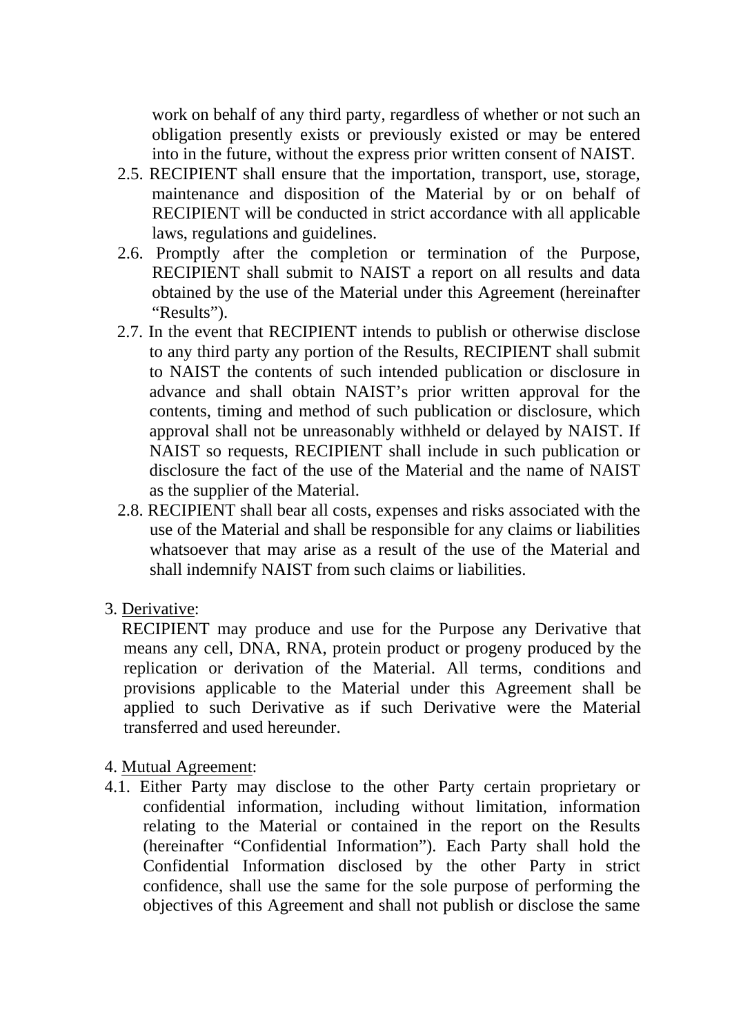work on behalf of any third party, regardless of whether or not such an obligation presently exists or previously existed or may be entered into in the future, without the express prior written consent of NAIST.

2.5. RECIPIENT shall ensure that the importation, transport, use, storage, maintenance and disposition of the Material by or on behalf of RECIPIENT will be conducted in strict accordance with all applicable laws, regulations and guidelines.

2.6. Promptly after the completion or termination of the Purpose, RECIPIENT shall submit to NAIST a report on all results and data obtained by the use of the Material under this Agreement (hereinafter "Results").

2.7. In the event that RECIPIENT intends to publish or otherwise disclose to any third party any portion of the Results, RECIPIENT shall submit to NAIST the contents of such intended publication or disclosure in advance and shall obtain NAIST's prior written approval for the contents, timing and method of such publication or disclosure, which approval shall not be unreasonably withheld or delayed by NAIST. If NAIST so requests, RECIPIENT shall include in such publication or disclosure the fact of the use of the Material and the name of NAIST as the supplier of the Material.

2.8. RECIPIENT shall bear all costs, expenses and risks associated with the use of the Material and shall be responsible for any claims or liabilities whatsoever that may arise as a result of the use of the Material and shall indemnify NAIST from such claims or liabilities.

3. Derivative:

RECIPIENT may produce and use for the Purpose any Derivative that means any cell, DNA, RNA, protein product or progeny produced by the replication or derivation of the Material. All terms, conditions and provisions applicable to the Material under this Agreement shall be applied to such Derivative as if such Derivative were the Material transferred and used hereunder.

4. Mutual Agreement:

4.1. Either Party may disclose to the other Party certain proprietary or confidential information, including without limitation, information relating to the Material or contained in the report on the Results (hereinafter "Confidential Information"). Each Party shall hold the Confidential Information disclosed by the other Party in strict confidence, shall use the same for the sole purpose of performing the objectives of this Agreement and shall not publish or disclose the same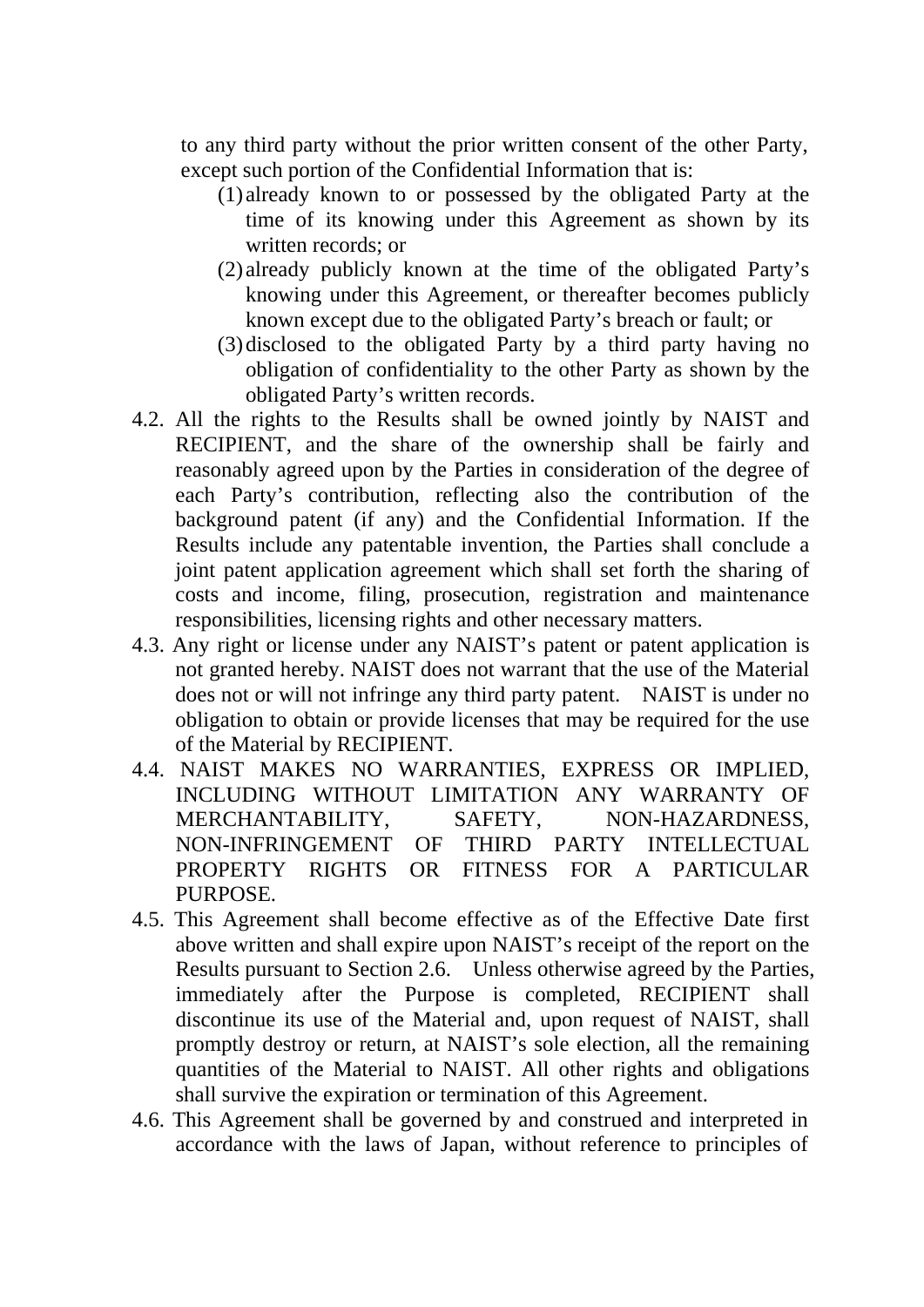to any third party without the prior written consent of the other Party, except such portion of the Confidential Information that is:

(1) already known to or possessed by the obligated Party at the time of its knowing under this Agreement as shown by its written records; or

(2) already publicly known at the time of the obligated Party's knowing under this Agreement, or thereafter becomes publicly known except due to the obligated Party's breach or fault; or

(3) disclosed to the obligated Party by a third party having no obligation of confidentiality to the other Party as shown by the obligated Party's written records.

4.2. All the rights to the Results shall be owned jointly by NAIST and RECIPIENT, and the share of the ownership shall be fairly and reasonably agreed upon by the Parties in consideration of the degree of each Party's contribution, reflecting also the contribution of the background patent (if any) and the Confidential Information. If the Results include any patentable invention, the Parties shall conclude a joint patent application agreement which shall set forth the sharing of costs and income, filing, prosecution, registration and maintenance responsibilities, licensing rights and other necessary matters.

4.3. Any right or license under any NAIST's patent or patent application is not granted hereby. NAIST does not warrant that the use of the Material does not or will not infringe any third party patent. NAIST is under no obligation to obtain or provide licenses that may be required for the use of the Material by RECIPIENT.

4.4. NAIST MAKES NO WARRANTIES, EXPRESS OR IMPLIED, INCLUDING WITHOUT LIMITATION ANY WARRANTY OF MERCHANTABILITY, SAFETY, NON-HAZARDNESS, NON-INFRINGEMENT OF THIRD PARTY INTELLECTUAL PROPERTY RIGHTS OR FITNESS FOR A PARTICULAR PURPOSE.

4.5. This Agreement shall become effective as of the Effective Date first above written and shall expire upon NAIST's receipt of the report on the Results pursuant to Section 2.6. Unless otherwise agreed by the Parties, immediately after the Purpose is completed, RECIPIENT shall discontinue its use of the Material and, upon request of NAIST, shall promptly destroy or return, at NAIST's sole election, all the remaining quantities of the Material to NAIST. All other rights and obligations shall survive the expiration or termination of this Agreement.

4.6. This Agreement shall be governed by and construed and interpreted in accordance with the laws of Japan, without reference to principles of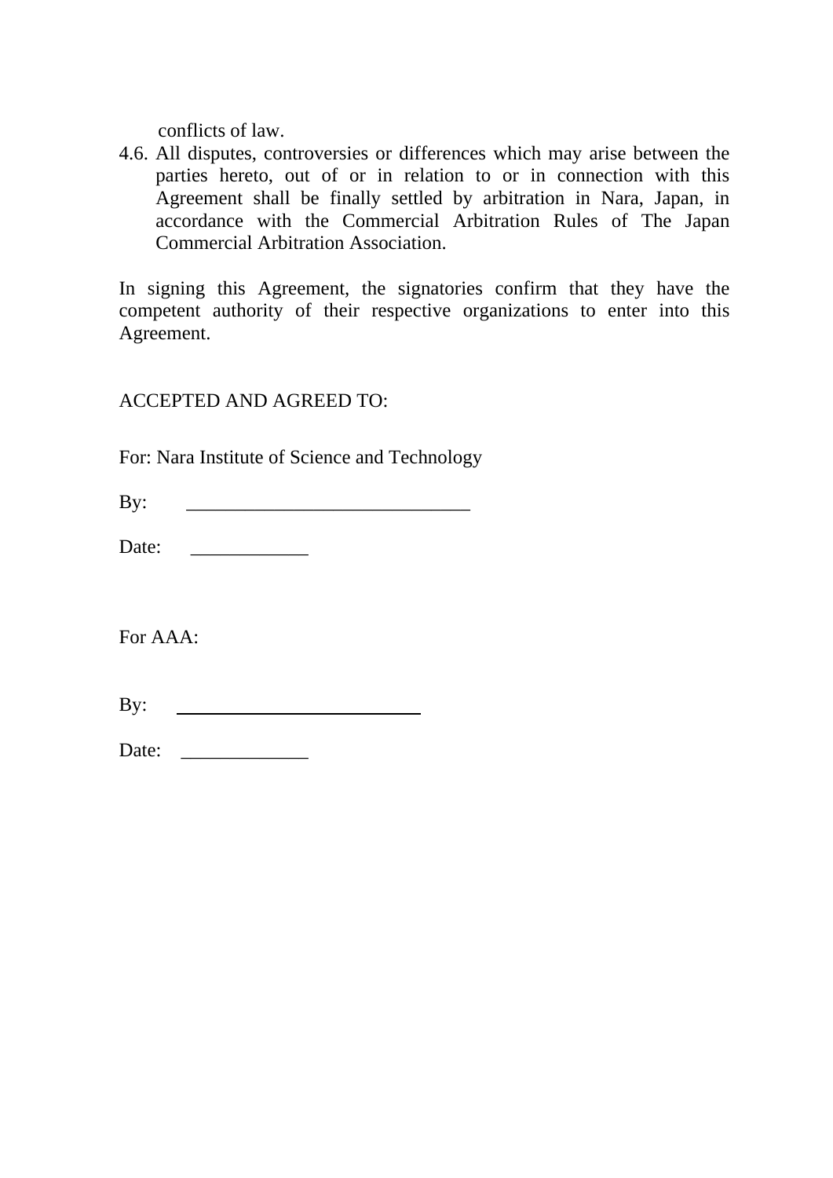conflicts of law.

4.6. All disputes, controversies or differences which may arise between the parties hereto, out of or in relation to or in connection with this Agreement shall be finally settled by arbitration in Nara, Japan, in accordance with the Commercial Arbitration Rules of The Japan Commercial Arbitration Association.

In signing this Agreement, the signatories confirm that they have the competent authority of their respective organizations to enter into this Agreement.

ACCEPTED AND AGREED TO:

For: Nara Institute of Science and Technology

By: ______________________________

Date: ____________

For AAA:

By: ____________________________

Date: _____________